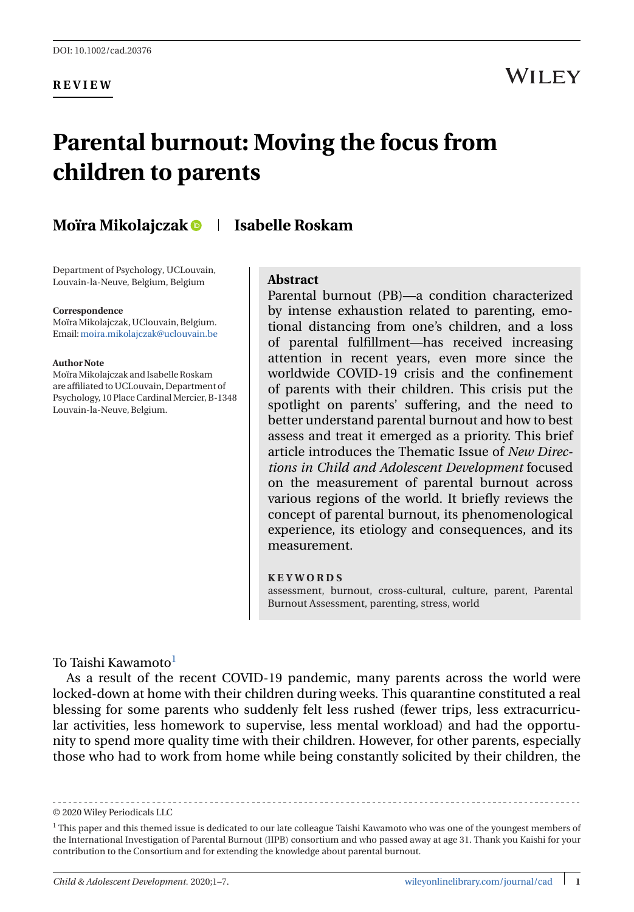DOI: 10.1002/cad.20376

**REVIEW**

# Parental burnout: Moving the focus from children to parents

**Moïra Mikolajczak** | **Isabelle Roskam**

Department of Psychology, UCLouvain, Louvain-la-Neuve, Belgium, Belgium

**Correspondence**
Moïra Mikolajczak, UCLouvain, Belgium.
Email: moira.mikolajczak@uclouvain.be

**Author Note**
Moïra Mikolajczak and Isabelle Roskam are affiliated to UCLouvain, Department of Psychology, 10 Place Cardinal Mercier, B-1348 Louvain-la-Neuve, Belgium.

## Abstract

Parental burnout (PB)—a condition characterized by intense exhaustion related to parenting, emotional distancing from one's children, and a loss of parental fulfillment—has received increasing attention in recent years, even more since the worldwide COVID-19 crisis and the confinement of parents with their children. This crisis put the spotlight on parents' suffering, and the need to better understand parental burnout and how to best assess and treat it emerged as a priority. This brief article introduces the Thematic Issue of *New Directions in Child and Adolescent Development* focused on the measurement of parental burnout across various regions of the world. It briefly reviews the concept of parental burnout, its phenomenological experience, its etiology and consequences, and its measurement.

**KEYWORDS**

assessment, burnout, cross-cultural, culture, parent, Parental Burnout Assessment, parenting, stress, world

To Taishi Kawamoto[1]

As a result of the recent COVID-19 pandemic, many parents across the world were locked-down at home with their children during weeks. This quarantine constituted a real blessing for some parents who suddenly felt less rushed (fewer trips, less extracurricular activities, less homework to supervise, less mental workload) and had the opportunity to spend more quality time with their children. However, for other parents, especially those who had to work from home while being constantly solicited by their children, the

© 2020 Wiley Periodicals LLC

[1] This paper and this themed issue is dedicated to our late colleague Taishi Kawamoto who was one of the youngest members of the International Investigation of Parental Burnout (IIPB) consortium and who passed away at age 31. Thank you Kaishi for your contribution to the Consortium and for extending the knowledge about parental burnout.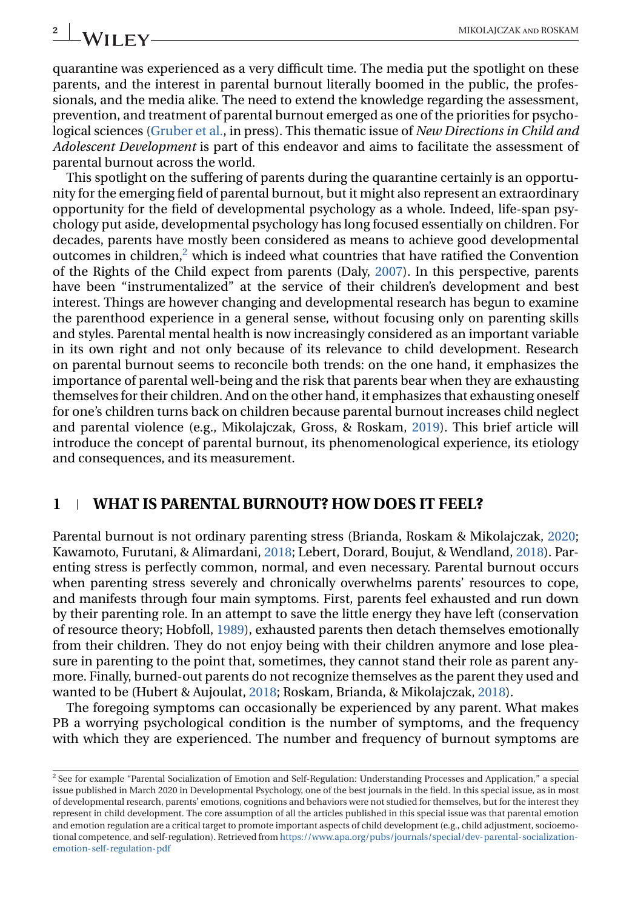quarantine was experienced as a very difficult time. The media put the spotlight on these parents, and the interest in parental burnout literally boomed in the public, the professionals, and the media alike. The need to extend the knowledge regarding the assessment, prevention, and treatment of parental burnout emerged as one of the priorities for psychological sciences (Gruber et al., in press). This thematic issue of *New Directions in Child and Adolescent Development* is part of this endeavor and aims to facilitate the assessment of parental burnout across the world.

This spotlight on the suffering of parents during the quarantine certainly is an opportunity for the emerging field of parental burnout, but it might also represent an extraordinary opportunity for the field of developmental psychology as a whole. Indeed, life-span psychology put aside, developmental psychology has long focused essentially on children. For decades, parents have mostly been considered as means to achieve good developmental outcomes in children,[2] which is indeed what countries that have ratified the Convention of the Rights of the Child expect from parents (Daly, 2007). In this perspective, parents have been "instrumentalized" at the service of their children's development and best interest. Things are however changing and developmental research has begun to examine the parenthood experience in a general sense, without focusing only on parenting skills and styles. Parental mental health is now increasingly considered as an important variable in its own right and not only because of its relevance to child development. Research on parental burnout seems to reconcile both trends: on the one hand, it emphasizes the importance of parental well-being and the risk that parents bear when they are exhausting themselves for their children. And on the other hand, it emphasizes that exhausting oneself for one's children turns back on children because parental burnout increases child neglect and parental violence (e.g., Mikolajczak, Gross, & Roskam, 2019). This brief article will introduce the concept of parental burnout, its phenomenological experience, its etiology and consequences, and its measurement.

## 1 WHAT IS PARENTAL BURNOUT? HOW DOES IT FEEL?

Parental burnout is not ordinary parenting stress (Brianda, Roskam & Mikolajczak, 2020; Kawamoto, Furutani, & Alimardani, 2018; Lebert, Dorard, Boujut, & Wendland, 2018). Parenting stress is perfectly common, normal, and even necessary. Parental burnout occurs when parenting stress severely and chronically overwhelms parents' resources to cope, and manifests through four main symptoms. First, parents feel exhausted and run down by their parenting role. In an attempt to save the little energy they have left (conservation of resource theory; Hobfoll, 1989), exhausted parents then detach themselves emotionally from their children. They do not enjoy being with their children anymore and lose pleasure in parenting to the point that, sometimes, they cannot stand their role as parent anymore. Finally, burned-out parents do not recognize themselves as the parent they used and wanted to be (Hubert & Aujoulat, 2018; Roskam, Brianda, & Mikolajczak, 2018).

The foregoing symptoms can occasionally be experienced by any parent. What makes PB a worrying psychological condition is the number of symptoms, and the frequency with which they are experienced. The number and frequency of burnout symptoms are

[2] See for example "Parental Socialization of Emotion and Self-Regulation: Understanding Processes and Application," a special issue published in March 2020 in Developmental Psychology, one of the best journals in the field. In this special issue, as in most of developmental research, parents' emotions, cognitions and behaviors were not studied for themselves, but for the interest they represent in child development. The core assumption of all the articles published in this special issue was that parental emotion and emotion regulation are a critical target to promote important aspects of child development (e.g., child adjustment, socioemotional competence, and self-regulation). Retrieved from https://www.apa.org/pubs/journals/special/dev-parental-socialization-emotion-self-regulation-pdf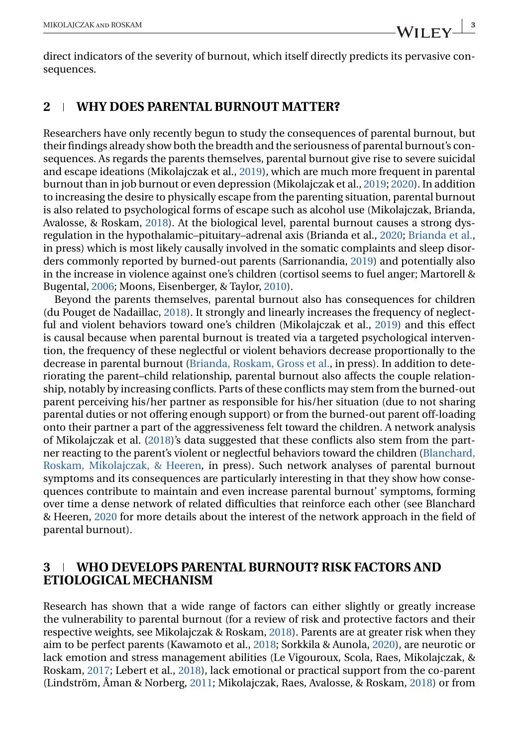direct indicators of the severity of burnout, which itself directly predicts its pervasive consequences.

## 2 | WHY DOES PARENTAL BURNOUT MATTER?

Researchers have only recently begun to study the consequences of parental burnout, but their findings already show both the breadth and the seriousness of parental burnout's consequences. As regards the parents themselves, parental burnout give rise to severe suicidal and escape ideations (Mikolajczak et al., 2019), which are much more frequent in parental burnout than in job burnout or even depression (Mikolajczak et al., 2019; 2020). In addition to increasing the desire to physically escape from the parenting situation, parental burnout is also related to psychological forms of escape such as alcohol use (Mikolajczak, Brianda, Avalosse, & Roskam, 2018). At the biological level, parental burnout causes a strong dysregulation in the hypothalamic–pituitary–adrenal axis (Brianda et al., 2020; Brianda et al., in press) which is most likely causally involved in the somatic complaints and sleep disorders commonly reported by burned-out parents (Sarrionandia, 2019) and potentially also in the increase in violence against one's children (cortisol seems to fuel anger; Martorell & Bugental, 2006; Moons, Eisenberger, & Taylor, 2010).

Beyond the parents themselves, parental burnout also has consequences for children (du Pouget de Nadaillac, 2018). It strongly and linearly increases the frequency of neglectful and violent behaviors toward one's children (Mikolajczak et al., 2019) and this effect is causal because when parental burnout is treated via a targeted psychological intervention, the frequency of these neglectful or violent behaviors decrease proportionally to the decrease in parental burnout (Brianda, Roskam, Gross et al., in press). In addition to deteriorating the parent–child relationship, parental burnout also affects the couple relationship, notably by increasing conflicts. Parts of these conflicts may stem from the burned-out parent perceiving his/her partner as responsible for his/her situation (due to not sharing parental duties or not offering enough support) or from the burned-out parent off-loading onto their partner a part of the aggressiveness felt toward the children. A network analysis of Mikolajczak et al. (2018)'s data suggested that these conflicts also stem from the partner reacting to the parent's violent or neglectful behaviors toward the children (Blanchard, Roskam, Mikolajczak, & Heeren, in press). Such network analyses of parental burnout symptoms and its consequences are particularly interesting in that they show how consequences contribute to maintain and even increase parental burnout' symptoms, forming over time a dense network of related difficulties that reinforce each other (see Blanchard & Heeren, 2020 for more details about the interest of the network approach in the field of parental burnout).

## 3 | WHO DEVELOPS PARENTAL BURNOUT? RISK FACTORS AND ETIOLOGICAL MECHANISM

Research has shown that a wide range of factors can either slightly or greatly increase the vulnerability to parental burnout (for a review of risk and protective factors and their respective weights, see Mikolajczak & Roskam, 2018). Parents are at greater risk when they aim to be perfect parents (Kawamoto et al., 2018; Sorkkila & Aunola, 2020), are neurotic or lack emotion and stress management abilities (Le Vigouroux, Scola, Raes, Mikolajczak, & Roskam, 2017; Lebert et al., 2018), lack emotional or practical support from the co-parent (Lindström, Åman & Norberg, 2011; Mikolajczak, Raes, Avalosse, & Roskam, 2018) or from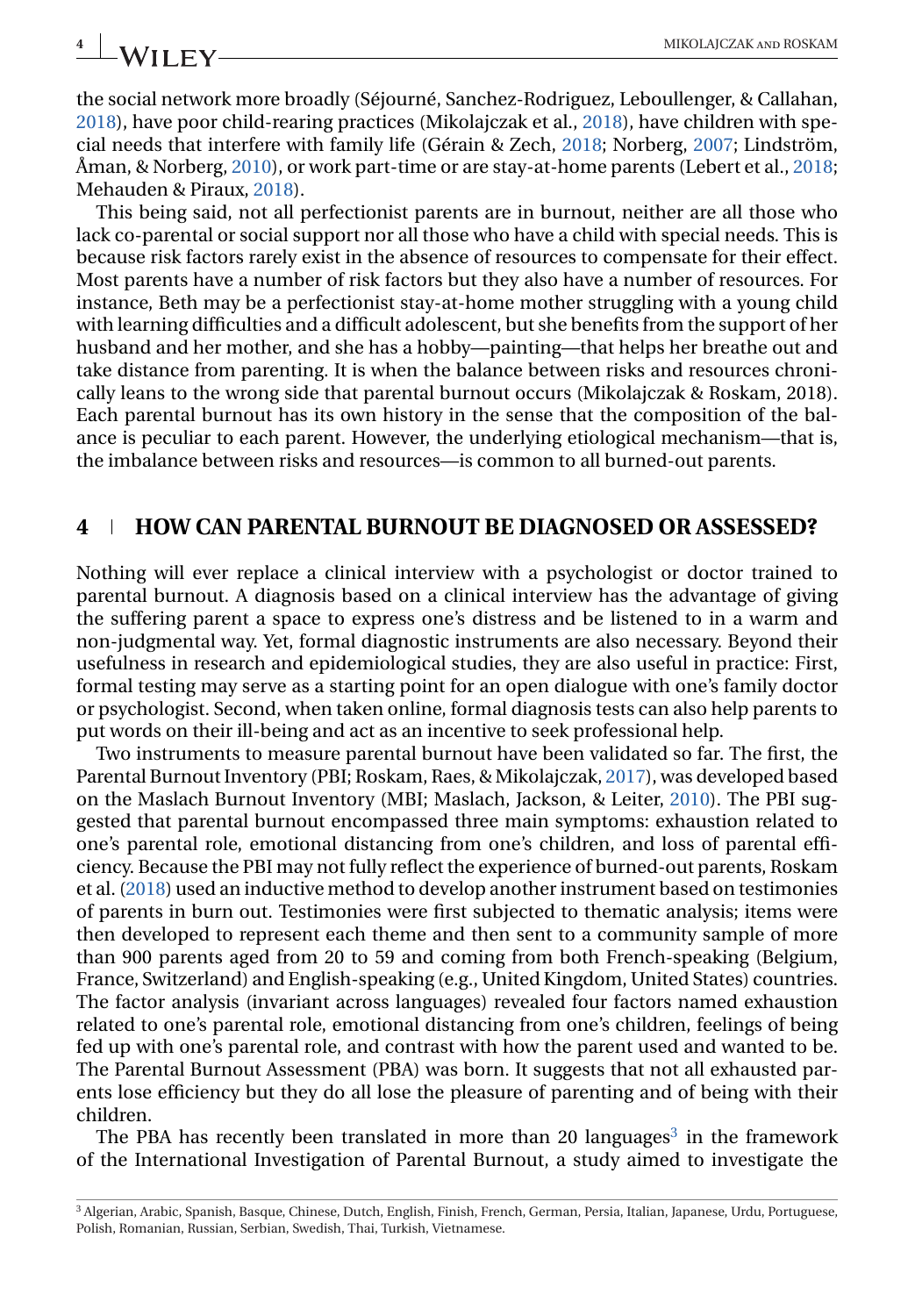the social network more broadly (Séjourné, Sanchez-Rodriguez, Leboullenger, & Callahan, 2018), have poor child-rearing practices (Mikolajczak et al., 2018), have children with special needs that interfere with family life (Gérain & Zech, 2018; Norberg, 2007; Lindström, Åman, & Norberg, 2010), or work part-time or are stay-at-home parents (Lebert et al., 2018; Mehauden & Piraux, 2018).

This being said, not all perfectionist parents are in burnout, neither are all those who lack co-parental or social support nor all those who have a child with special needs. This is because risk factors rarely exist in the absence of resources to compensate for their effect. Most parents have a number of risk factors but they also have a number of resources. For instance, Beth may be a perfectionist stay-at-home mother struggling with a young child with learning difficulties and a difficult adolescent, but she benefits from the support of her husband and her mother, and she has a hobby—painting—that helps her breathe out and take distance from parenting. It is when the balance between risks and resources chronically leans to the wrong side that parental burnout occurs (Mikolajczak & Roskam, 2018). Each parental burnout has its own history in the sense that the composition of the balance is peculiar to each parent. However, the underlying etiological mechanism—that is, the imbalance between risks and resources—is common to all burned-out parents.

## 4 | HOW CAN PARENTAL BURNOUT BE DIAGNOSED OR ASSESSED?

Nothing will ever replace a clinical interview with a psychologist or doctor trained to parental burnout. A diagnosis based on a clinical interview has the advantage of giving the suffering parent a space to express one's distress and be listened to in a warm and non-judgmental way. Yet, formal diagnostic instruments are also necessary. Beyond their usefulness in research and epidemiological studies, they are also useful in practice: First, formal testing may serve as a starting point for an open dialogue with one's family doctor or psychologist. Second, when taken online, formal diagnosis tests can also help parents to put words on their ill-being and act as an incentive to seek professional help.

Two instruments to measure parental burnout have been validated so far. The first, the Parental Burnout Inventory (PBI; Roskam, Raes, & Mikolajczak, 2017), was developed based on the Maslach Burnout Inventory (MBI; Maslach, Jackson, & Leiter, 2010). The PBI suggested that parental burnout encompassed three main symptoms: exhaustion related to one's parental role, emotional distancing from one's children, and loss of parental efficiency. Because the PBI may not fully reflect the experience of burned-out parents, Roskam et al. (2018) used an inductive method to develop another instrument based on testimonies of parents in burn out. Testimonies were first subjected to thematic analysis; items were then developed to represent each theme and then sent to a community sample of more than 900 parents aged from 20 to 59 and coming from both French-speaking (Belgium, France, Switzerland) and English-speaking (e.g., United Kingdom, United States) countries. The factor analysis (invariant across languages) revealed four factors named exhaustion related to one's parental role, emotional distancing from one's children, feelings of being fed up with one's parental role, and contrast with how the parent used and wanted to be. The Parental Burnout Assessment (PBA) was born. It suggests that not all exhausted parents lose efficiency but they do all lose the pleasure of parenting and of being with their children.

The PBA has recently been translated in more than 20 languages[3] in the framework of the International Investigation of Parental Burnout, a study aimed to investigate the

[3] Algerian, Arabic, Spanish, Basque, Chinese, Dutch, English, Finish, French, German, Persia, Italian, Japanese, Urdu, Portuguese, Polish, Romanian, Russian, Serbian, Swedish, Thai, Turkish, Vietnamese.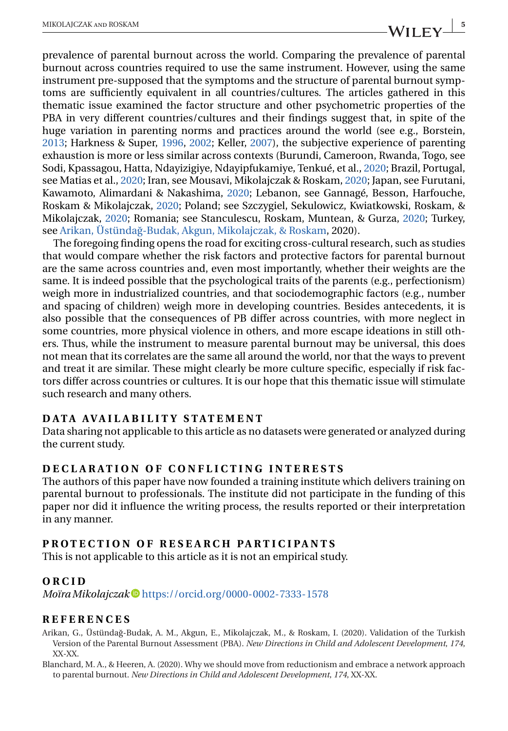prevalence of parental burnout across the world. Comparing the prevalence of parental burnout across countries required to use the same instrument. However, using the same instrument pre-supposed that the symptoms and the structure of parental burnout symptoms are sufficiently equivalent in all countries/cultures. The articles gathered in this thematic issue examined the factor structure and other psychometric properties of the PBA in very different countries/cultures and their findings suggest that, in spite of the huge variation in parenting norms and practices around the world (see e.g., Borstein, 2013; Harkness & Super, 1996, 2002; Keller, 2007), the subjective experience of parenting exhaustion is more or less similar across contexts (Burundi, Cameroon, Rwanda, Togo, see Sodi, Kpassagou, Hatta, Ndayizigiye, Ndayipfukamiye, Tenkué, et al., 2020; Brazil, Portugal, see Matias et al., 2020; Iran, see Mousavi, Mikolajczak & Roskam, 2020; Japan, see Furutani, Kawamoto, Alimardani & Nakashima, 2020; Lebanon, see Gannagé, Besson, Harfouche, Roskam & Mikolajczak, 2020; Poland; see Szczygiel, Sekulowicz, Kwiatkowski, Roskam, & Mikolajczak, 2020; Romania; see Stanculescu, Roskam, Muntean, & Gurza, 2020; Turkey, see Arikan, Üstündağ-Budak, Akgun, Mikolajczak, & Roskam, 2020).

The foregoing finding opens the road for exciting cross-cultural research, such as studies that would compare whether the risk factors and protective factors for parental burnout are the same across countries and, even most importantly, whether their weights are the same. It is indeed possible that the psychological traits of the parents (e.g., perfectionism) weigh more in industrialized countries, and that sociodemographic factors (e.g., number and spacing of children) weigh more in developing countries. Besides antecedents, it is also possible that the consequences of PB differ across countries, with more neglect in some countries, more physical violence in others, and more escape ideations in still others. Thus, while the instrument to measure parental burnout may be universal, this does not mean that its correlates are the same all around the world, nor that the ways to prevent and treat it are similar. These might clearly be more culture specific, especially if risk factors differ across countries or cultures. It is our hope that this thematic issue will stimulate such research and many others.

## DATA AVAILABILITY STATEMENT

Data sharing not applicable to this article as no datasets were generated or analyzed during the current study.

## DECLARATION OF CONFLICTING INTERESTS

The authors of this paper have now founded a training institute which delivers training on parental burnout to professionals. The institute did not participate in the funding of this paper nor did it influence the writing process, the results reported or their interpretation in any manner.

## PROTECTION OF RESEARCH PARTICIPANTS

This is not applicable to this article as it is not an empirical study.

## ORCID

*Moïra Mikolajczak* https://orcid.org/0000-0002-7333-1578

## REFERENCES

Arikan, G., Üstündağ-Budak, A. M., Akgun, E., Mikolajczak, M., & Roskam, I. (2020). Validation of the Turkish Version of the Parental Burnout Assessment (PBA). *New Directions in Child and Adolescent Development*, *174*, XX-XX.

Blanchard, M. A., & Heeren, A. (2020). Why we should move from reductionism and embrace a network approach to parental burnout. *New Directions in Child and Adolescent Development*, *174*, XX-XX.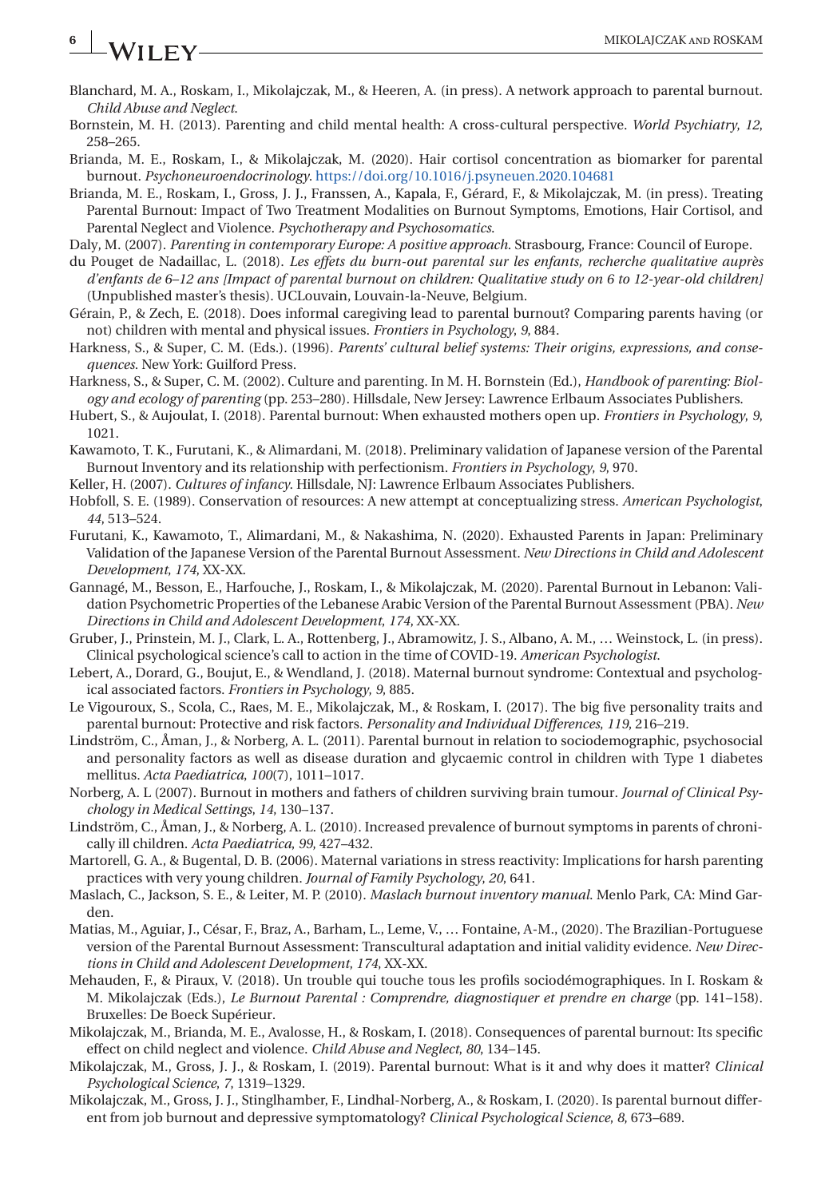Blanchard, M. A., Roskam, I., Mikolajczak, M., & Heeren, A. (in press). A network approach to parental burnout. *Child Abuse and Neglect*.

Bornstein, M. H. (2013). Parenting and child mental health: A cross-cultural perspective. *World Psychiatry*, *12*, 258–265.

Brianda, M. E., Roskam, I., & Mikolajczak, M. (2020). Hair cortisol concentration as biomarker for parental burnout. *Psychoneuroendocrinology*. https://doi.org/10.1016/j.psyneuen.2020.104681

Brianda, M. E., Roskam, I., Gross, J. J., Franssen, A., Kapala, F., Gérard, F., & Mikolajczak, M. (in press). Treating Parental Burnout: Impact of Two Treatment Modalities on Burnout Symptoms, Emotions, Hair Cortisol, and Parental Neglect and Violence. *Psychotherapy and Psychosomatics*.

Daly, M. (2007). *Parenting in contemporary Europe: A positive approach*. Strasbourg, France: Council of Europe.

du Pouget de Nadaillac, L. (2018). *Les effets du burn-out parental sur les enfants, recherche qualitative auprès d'enfants de 6–12 ans [Impact of parental burnout on children: Qualitative study on 6 to 12-year-old children]* (Unpublished master's thesis). UCLouvain, Louvain-la-Neuve, Belgium.

Gérain, P., & Zech, E. (2018). Does informal caregiving lead to parental burnout? Comparing parents having (or not) children with mental and physical issues. *Frontiers in Psychology*, *9*, 884.

Harkness, S., & Super, C. M. (Eds.). (1996). *Parents' cultural belief systems: Their origins, expressions, and consequences*. New York: Guilford Press.

Harkness, S., & Super, C. M. (2002). Culture and parenting. In M. H. Bornstein (Ed.), *Handbook of parenting: Biology and ecology of parenting* (pp. 253–280). Hillsdale, New Jersey: Lawrence Erlbaum Associates Publishers.

Hubert, S., & Aujoulat, I. (2018). Parental burnout: When exhausted mothers open up. *Frontiers in Psychology*, *9*, 1021.

Kawamoto, T. K., Furutani, K., & Alimardani, M. (2018). Preliminary validation of Japanese version of the Parental Burnout Inventory and its relationship with perfectionism. *Frontiers in Psychology*, *9*, 970.

Keller, H. (2007). *Cultures of infancy*. Hillsdale, NJ: Lawrence Erlbaum Associates Publishers.

Hobfoll, S. E. (1989). Conservation of resources: A new attempt at conceptualizing stress. *American Psychologist*, *44*, 513–524.

Furutani, K., Kawamoto, T., Alimardani, M., & Nakashima, N. (2020). Exhausted Parents in Japan: Preliminary Validation of the Japanese Version of the Parental Burnout Assessment. *New Directions in Child and Adolescent Development*, *174*, XX-XX.

Gannagé, M., Besson, E., Harfouche, J., Roskam, I., & Mikolajczak, M. (2020). Parental Burnout in Lebanon: Validation Psychometric Properties of the Lebanese Arabic Version of the Parental Burnout Assessment (PBA). *New Directions in Child and Adolescent Development*, *174*, XX-XX.

Gruber, J., Prinstein, M. J., Clark, L. A., Rottenberg, J., Abramowitz, J. S., Albano, A. M., … Weinstock, L. (in press). Clinical psychological science's call to action in the time of COVID-19. *American Psychologist*.

Lebert, A., Dorard, G., Boujut, E., & Wendland, J. (2018). Maternal burnout syndrome: Contextual and psychological associated factors. *Frontiers in Psychology*, *9*, 885.

Le Vigouroux, S., Scola, C., Raes, M. E., Mikolajczak, M., & Roskam, I. (2017). The big five personality traits and parental burnout: Protective and risk factors. *Personality and Individual Differences*, *119*, 216–219.

Lindström, C., Åman, J., & Norberg, A. L. (2011). Parental burnout in relation to sociodemographic, psychosocial and personality factors as well as disease duration and glycaemic control in children with Type 1 diabetes mellitus. *Acta Paediatrica*, *100*(7), 1011–1017.

Norberg, A. L (2007). Burnout in mothers and fathers of children surviving brain tumour. *Journal of Clinical Psychology in Medical Settings*, *14*, 130–137.

Lindström, C., Åman, J., & Norberg, A. L. (2010). Increased prevalence of burnout symptoms in parents of chronically ill children. *Acta Paediatrica*, *99*, 427–432.

Martorell, G. A., & Bugental, D. B. (2006). Maternal variations in stress reactivity: Implications for harsh parenting practices with very young children. *Journal of Family Psychology*, *20*, 641.

Maslach, C., Jackson, S. E., & Leiter, M. P. (2010). *Maslach burnout inventory manual*. Menlo Park, CA: Mind Garden.

Matias, M., Aguiar, J., César, F., Braz, A., Barham, L., Leme, V., … Fontaine, A-M., (2020). The Brazilian-Portuguese version of the Parental Burnout Assessment: Transcultural adaptation and initial validity evidence. *New Directions in Child and Adolescent Development*, *174*, XX-XX.

Mehauden, F., & Piraux, V. (2018). Un trouble qui touche tous les profils sociodémographiques. In I. Roskam & M. Mikolajczak (Eds.), *Le Burnout Parental : Comprendre, diagnostiquer et prendre en charge* (pp. 141–158). Bruxelles: De Boeck Supérieur.

Mikolajczak, M., Brianda, M. E., Avalosse, H., & Roskam, I. (2018). Consequences of parental burnout: Its specific effect on child neglect and violence. *Child Abuse and Neglect*, *80*, 134–145.

Mikolajczak, M., Gross, J. J., & Roskam, I. (2019). Parental burnout: What is it and why does it matter? *Clinical Psychological Science*, *7*, 1319–1329.

Mikolajczak, M., Gross, J. J., Stinglhamber, F., Lindhal-Norberg, A., & Roskam, I. (2020). Is parental burnout different from job burnout and depressive symptomatology? *Clinical Psychological Science*, *8*, 673–689.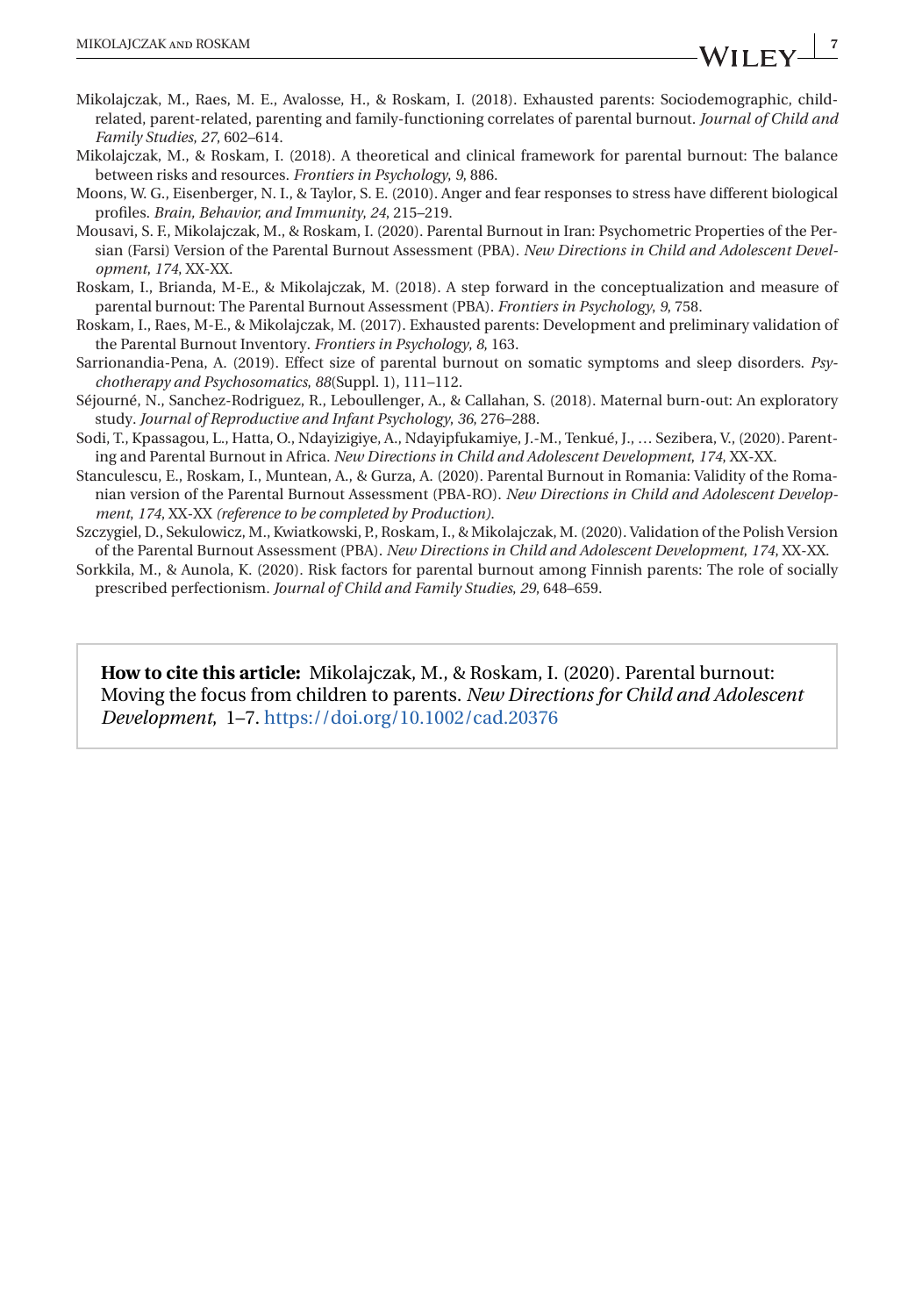Mikolajczak, M., Raes, M. E., Avalosse, H., & Roskam, I. (2018). Exhausted parents: Sociodemographic, child-related, parent-related, parenting and family-functioning correlates of parental burnout. *Journal of Child and Family Studies*, *27*, 602–614.

Mikolajczak, M., & Roskam, I. (2018). A theoretical and clinical framework for parental burnout: The balance between risks and resources. *Frontiers in Psychology*, *9*, 886.

Moons, W. G., Eisenberger, N. I., & Taylor, S. E. (2010). Anger and fear responses to stress have different biological profiles. *Brain, Behavior, and Immunity*, *24*, 215–219.

Mousavi, S. F., Mikolajczak, M., & Roskam, I. (2020). Parental Burnout in Iran: Psychometric Properties of the Persian (Farsi) Version of the Parental Burnout Assessment (PBA). *New Directions in Child and Adolescent Development*, *174*, XX-XX.

Roskam, I., Brianda, M-E., & Mikolajczak, M. (2018). A step forward in the conceptualization and measure of parental burnout: The Parental Burnout Assessment (PBA). *Frontiers in Psychology*, *9*, 758.

Roskam, I., Raes, M-E., & Mikolajczak, M. (2017). Exhausted parents: Development and preliminary validation of the Parental Burnout Inventory. *Frontiers in Psychology*, *8*, 163.

Sarrionandia-Pena, A. (2019). Effect size of parental burnout on somatic symptoms and sleep disorders. *Psychotherapy and Psychosomatics*, *88*(Suppl. 1), 111–112.

Séjourné, N., Sanchez-Rodriguez, R., Leboullenger, A., & Callahan, S. (2018). Maternal burn-out: An exploratory study. *Journal of Reproductive and Infant Psychology*, *36*, 276–288.

Sodi, T., Kpassagou, L., Hatta, O., Ndayizigiye, A., Ndayipfukamiye, J.-M., Tenkué, J., … Sezibera, V., (2020). Parenting and Parental Burnout in Africa. *New Directions in Child and Adolescent Development*, *174*, XX-XX.

Stanculescu, E., Roskam, I., Muntean, A., & Gurza, A. (2020). Parental Burnout in Romania: Validity of the Romanian version of the Parental Burnout Assessment (PBA-RO). *New Directions in Child and Adolescent Development*, *174*, XX-XX *(reference to be completed by Production)*.

Szczygiel, D., Sekulowicz, M., Kwiatkowski, P., Roskam, I., & Mikolajczak, M. (2020). Validation of the Polish Version of the Parental Burnout Assessment (PBA). *New Directions in Child and Adolescent Development*, *174*, XX-XX.

Sorkkila, M., & Aunola, K. (2020). Risk factors for parental burnout among Finnish parents: The role of socially prescribed perfectionism. *Journal of Child and Family Studies*, *29*, 648–659.

**How to cite this article:** Mikolajczak, M., & Roskam, I. (2020). Parental burnout: Moving the focus from children to parents. *New Directions for Child and Adolescent Development*, 1–7. https://doi.org/10.1002/cad.20376